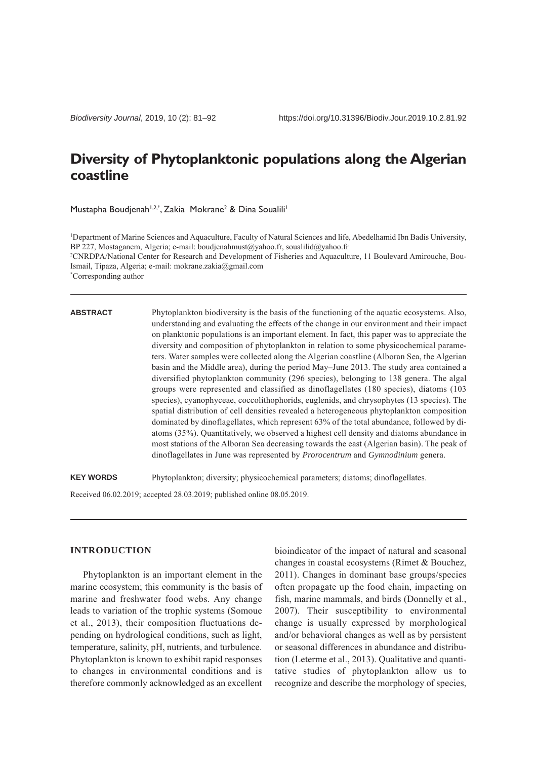# Diversity of Phytoplanktonic populations along the Algerian coastline

Mustapha Boudjenah[1,2,*], Zakia Mokrane[2] & Dina Soualili[1]

[1]Department of Marine Sciences and Aquaculture, Faculty of Natural Sciences and life, Abedelhamid Ibn Badis University, BP 227, Mostaganem, Algeria; e-mail: boudjenahmust@yahoo.fr, soualilid@yahoo.fr

[2]CNRDPA/National Center for Research and Development of Fisheries and Aquaculture, 11 Boulevard Amirouche, Bou-Ismail, Tipaza, Algeria; e-mail: mokrane.zakia@gmail.com

[*]Corresponding author

**ABSTRACT** Phytoplankton biodiversity is the basis of the functioning of the aquatic ecosystems. Also, understanding and evaluating the effects of the change in our environment and their impact on planktonic populations is an important element. In fact, this paper was to appreciate the diversity and composition of phytoplankton in relation to some physicochemical parameters. Water samples were collected along the Algerian coastline (Alboran Sea, the Algerian basin and the Middle area), during the period May–June 2013. The study area contained a diversified phytoplankton community (296 species), belonging to 138 genera. The algal groups were represented and classified as dinoflagellates (180 species), diatoms (103 species), cyanophyceae, coccolithophorids, euglenids, and chrysophytes (13 species). The spatial distribution of cell densities revealed a heterogeneous phytoplankton composition dominated by dinoflagellates, which represent 63% of the total abundance, followed by diatoms (35%). Quantitatively, we observed a highest cell density and diatoms abundance in most stations of the Alboran Sea decreasing towards the east (Algerian basin). The peak of dinoflagellates in June was represented by *Prorocentrum* and *Gymnodinium* genera.

**KEY WORDS** Phytoplankton; diversity; physicochemical parameters; diatoms; dinoflagellates.

Received 06.02.2019; accepted 28.03.2019; published online 08.05.2019.

## INTRODUCTION

Phytoplankton is an important element in the marine ecosystem; this community is the basis of marine and freshwater food webs. Any change leads to variation of the trophic systems (Somoue et al., 2013), their composition fluctuations depending on hydrological conditions, such as light, temperature, salinity, pH, nutrients, and turbulence. Phytoplankton is known to exhibit rapid responses to changes in environmental conditions and is therefore commonly acknowledged as an excellent bioindicator of the impact of natural and seasonal changes in coastal ecosystems (Rimet & Bouchez, 2011). Changes in dominant base groups/species often propagate up the food chain, impacting on fish, marine mammals, and birds (Donnelly et al., 2007). Their susceptibility to environmental change is usually expressed by morphological and/or behavioral changes as well as by persistent or seasonal differences in abundance and distribution (Leterme et al., 2013). Qualitative and quantitative studies of phytoplankton allow us to recognize and describe the morphology of species,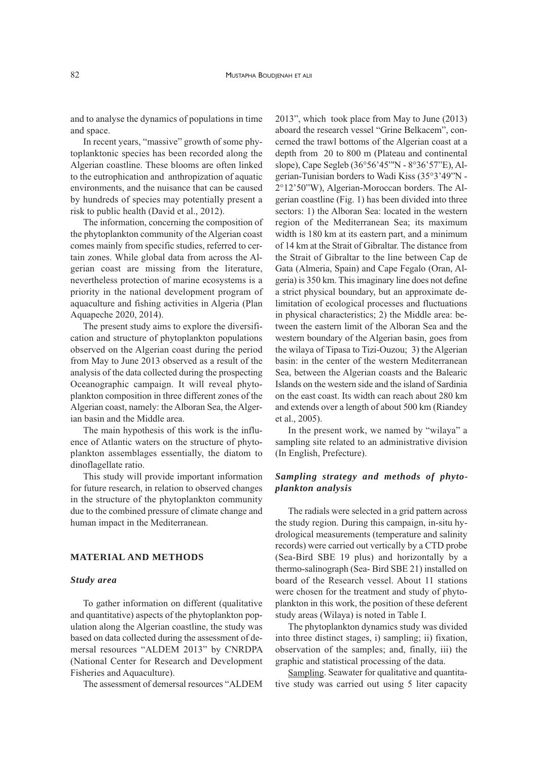and to analyse the dynamics of populations in time and space.

In recent years, "massive" growth of some phytoplanktonic species has been recorded along the Algerian coastline. These blooms are often linked to the eutrophication and anthropization of aquatic environments, and the nuisance that can be caused by hundreds of species may potentially present a risk to public health (David et al., 2012).

The information, concerning the composition of the phytoplankton community of the Algerian coast comes mainly from specific studies, referred to certain zones. While global data from across the Algerian coast are missing from the literature, nevertheless protection of marine ecosystems is a priority in the national development program of aquaculture and fishing activities in Algeria (Plan Aquapeche 2020, 2014).

The present study aims to explore the diversification and structure of phytoplankton populations observed on the Algerian coast during the period from May to June 2013 observed as a result of the analysis of the data collected during the prospecting Oceanographic campaign. It will reveal phytoplankton composition in three different zones of the Algerian coast, namely: the Alboran Sea, the Algerian basin and the Middle area.

The main hypothesis of this work is the influence of Atlantic waters on the structure of phytoplankton assemblages essentially, the diatom to dinoflagellate ratio.

This study will provide important information for future research, in relation to observed changes in the structure of the phytoplankton community due to the combined pressure of climate change and human impact in the Mediterranean.

## MATERIAL AND METHODS

### *Study area*

To gather information on different (qualitative and quantitative) aspects of the phytoplankton population along the Algerian coastline, the study was based on data collected during the assessment of demersal resources "ALDEM 2013" by CNRDPA (National Center for Research and Development Fisheries and Aquaculture).

The assessment of demersal resources "ALDEM 2013", which took place from May to June (2013) aboard the research vessel "Grine Belkacem", concerned the trawl bottoms of the Algerian coast at a depth from 20 to 800 m (Plateau and continental slope), Cape Segleb (36°56'45'"N - 8°36'57"E), Algerian-Tunisian borders to Wadi Kiss (35°3'49"N - 2°12'50"W), Algerian-Moroccan borders. The Algerian coastline (Fig. 1) has been divided into three sectors: 1) the Alboran Sea: located in the western region of the Mediterranean Sea; its maximum width is 180 km at its eastern part, and a minimum of 14 km at the Strait of Gibraltar. The distance from the Strait of Gibraltar to the line between Cap de Gata (Almeria, Spain) and Cape Fegalo (Oran, Algeria) is 350 km. This imaginary line does not define a strict physical boundary, but an approximate delimitation of ecological processes and fluctuations in physical characteristics; 2) the Middle area: between the eastern limit of the Alboran Sea and the western boundary of the Algerian basin, goes from the wilaya of Tipasa to Tizi-Ouzou; 3) the Algerian basin: in the center of the western Mediterranean Sea, between the Algerian coasts and the Balearic Islands on the western side and the island of Sardinia on the east coast. Its width can reach about 280 km and extends over a length of about 500 km (Riandey et al., 2005).

In the present work, we named by "wilaya" a sampling site related to an administrative division (In English, Prefecture).

### *Sampling strategy and methods of phytoplankton analysis*

The radials were selected in a grid pattern across the study region. During this campaign, in-situ hydrological measurements (temperature and salinity records) were carried out vertically by a CTD probe (Sea-Bird SBE 19 plus) and horizontally by a thermo-salinograph (Sea- Bird SBE 21) installed on board of the Research vessel. About 11 stations were chosen for the treatment and study of phytoplankton in this work, the position of these deferent study areas (Wilaya) is noted in Table I.

The phytoplankton dynamics study was divided into three distinct stages, i) sampling; ii) fixation, observation of the samples; and, finally, iii) the graphic and statistical processing of the data.

Sampling. Seawater for qualitative and quantitative study was carried out using 5 liter capacity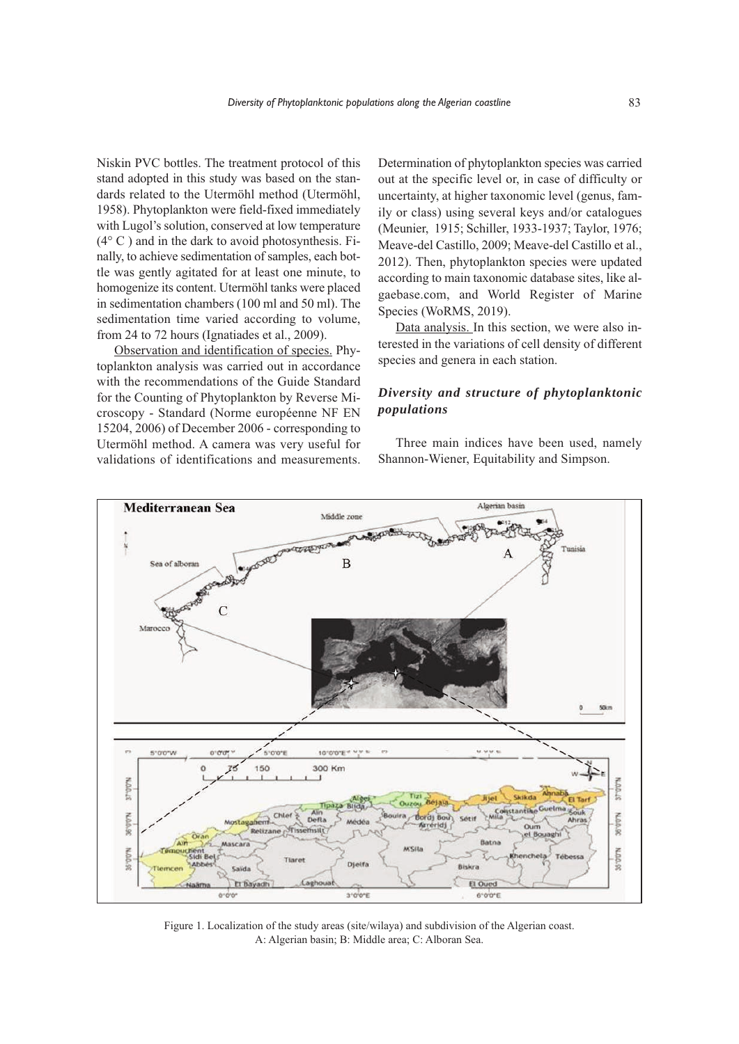Niskin PVC bottles. The treatment protocol of this stand adopted in this study was based on the standards related to the Utermöhl method (Utermöhl, 1958). Phytoplankton were field-fixed immediately with Lugol's solution, conserved at low temperature (4° C ) and in the dark to avoid photosynthesis. Finally, to achieve sedimentation of samples, each bottle was gently agitated for at least one minute, to homogenize its content. Utermöhl tanks were placed in sedimentation chambers (100 ml and 50 ml). The sedimentation time varied according to volume, from 24 to 72 hours (Ignatiades et al., 2009).

Observation and identification of species. Phytoplankton analysis was carried out in accordance with the recommendations of the Guide Standard for the Counting of Phytoplankton by Reverse Microscopy - Standard (Norme européenne NF EN 15204, 2006) of December 2006 - corresponding to Utermöhl method. A camera was very useful for validations of identifications and measurements. Determination of phytoplankton species was carried out at the specific level or, in case of difficulty or uncertainty, at higher taxonomic level (genus, family or class) using several keys and/or catalogues (Meunier, 1915; Schiller, 1933-1937; Taylor, 1976; Meave-del Castillo, 2009; Meave-del Castillo et al., 2012). Then, phytoplankton species were updated according to main taxonomic database sites, like algaebase.com, and World Register of Marine Species (WoRMS, 2019).

Data analysis. In this section, we were also interested in the variations of cell density of different species and genera in each station.

### *Diversity and structure of phytoplanktonic populations*

Three main indices have been used, namely Shannon-Wiener, Equitability and Simpson.

Figure 1. Localization of the study areas (site/wilaya) and subdivision of the Algerian coast. A: Algerian basin; B: Middle area; C: Alboran Sea.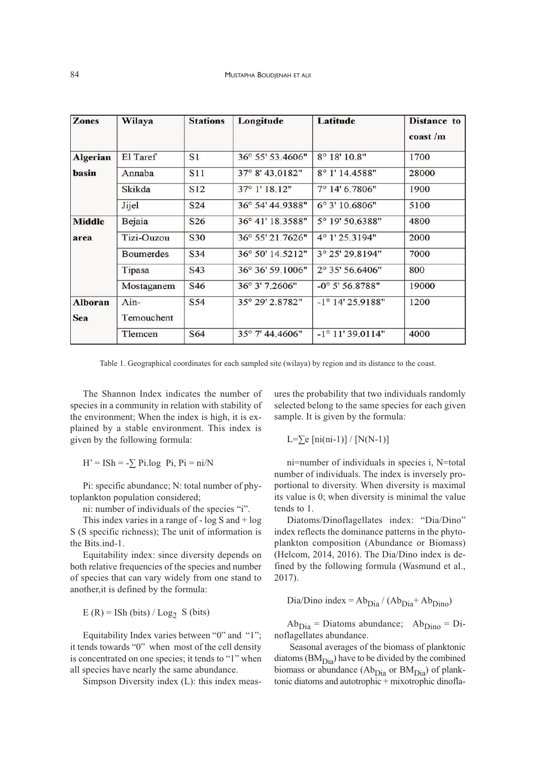| Zones | Wilaya | Stations | Longitude | Latitude | Distance to coast /m |
|---|---|---|---|---|---|
| **Algerian basin** | El Taref | S1 | 36° 55' 53.4606" | 8° 18' 10.8" | 1700 |
| | Annaba | S11 | 37° 8' 43.0182" | 8° 1' 14.4588" | 28000 |
| | Skikda | S12 | 37° 1' 18.12" | 7° 14' 6.7806" | 1900 |
| | Jijel | S24 | 36° 54' 44.9388" | 6° 3' 10.6806" | 5100 |
| **Middle area** | Bejaia | S26 | 36° 41' 18.3588" | 5° 19' 50.6388" | 4800 |
| | Tizi-Ouzou | S30 | 36° 55' 21.7626" | 4° 1' 25.3194" | 2000 |
| | Boumerdes | S34 | 36° 50' 14.5212" | 3° 25' 29.8194" | 7000 |
| | Tipasa | S43 | 36° 36' 59.1006" | 2° 35' 56.6406" | 800 |
| | Mostaganem | S46 | 36° 3' 7.2606" | -0° 5' 56.8788" | 19000 |
| **Alboran Sea** | Ain-Temouchent | S54 | 35° 29' 2.8782" | -1° 14' 25.9188" | 1200 |
| | Tlemcen | S64 | 35° 7' 44.4606" | -1° 11' 39.0114" | 4000 |

Table 1. Geographical coordinates for each sampled site (wilaya) by region and its distance to the coast.

The Shannon Index indicates the number of species in a community in relation with stability of the environment; When the index is high, it is explained by a stable environment. This index is given by the following formula:

$$H' = ISh = -\sum Pi.\log\ Pi,\ Pi = ni/N$$

Pi: specific abundance; N: total number of phytoplankton population considered;

ni: number of individuals of the species "i".

This index varies in a range of - log S and + log S (S specific richness); The unit of information is the Bits.ind-1.

Equitability index: since diversity depends on both relative frequencies of the species and number of species that can vary widely from one stand to another,it is defined by the formula:

$$E\ (R) = ISh\ (bits)\ /\ Log_2\ S\ (bits)$$

Equitability Index varies between "0" and "1"; it tends towards "0" when most of the cell density is concentrated on one species; it tends to "1" when all species have nearly the same abundance.

Simpson Diversity index (L): this index measures the probability that two individuals randomly selected belong to the same species for each given sample. It is given by the formula:

$$L=\sum e\ [ni(ni-1)]\ /\ [N(N-1)]$$

ni=number of individuals in species i, N=total number of individuals. The index is inversely proportional to diversity. When diversity is maximal its value is 0; when diversity is minimal the value tends to 1.

Diatoms/Dinoflagellates index: "Dia/Dino" index reflects the dominance patterns in the phytoplankton composition (Abundance or Biomass) (Helcom, 2014, 2016). The Dia/Dino index is defined by the following formula (Wasmund et al., 2017).

$$\text{Dia/Dino index} = Ab_{Dia}\ /\ (Ab_{Dia} + Ab_{Dino})$$

$Ab_{Dia}$ = Diatoms abundance; $Ab_{Dino}$ = Dinoflagellates abundance.

Seasonal averages of the biomass of planktonic diatoms ($BM_{Dia}$) have to be divided by the combined biomass or abundance ($Ab_{Dia}$ or $BM_{Dia}$) of planktonic diatoms and autotrophic + mixotrophic dinofla-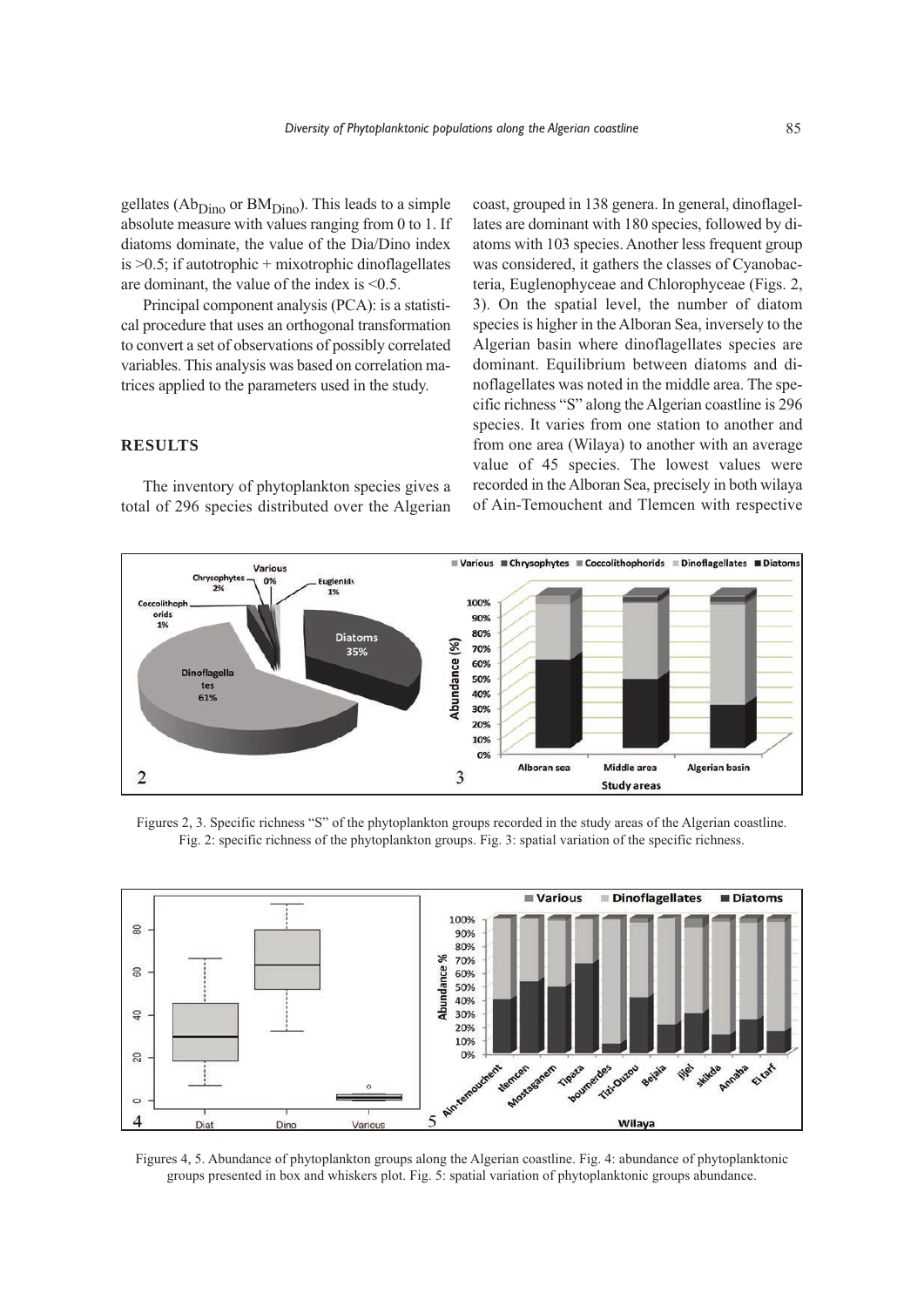gellates ($Ab_{Dino}$ or $BM_{Dino}$). This leads to a simple absolute measure with values ranging from 0 to 1. If diatoms dominate, the value of the Dia/Dino index is >0.5; if autotrophic + mixotrophic dinoflagellates are dominant, the value of the index is <0.5.

Principal component analysis (PCA): is a statistical procedure that uses an orthogonal transformation to convert a set of observations of possibly correlated variables. This analysis was based on correlation matrices applied to the parameters used in the study.

## RESULTS

The inventory of phytoplankton species gives a total of 296 species distributed over the Algerian coast, grouped in 138 genera. In general, dinoflagellates are dominant with 180 species, followed by diatoms with 103 species. Another less frequent group was considered, it gathers the classes of Cyanobacteria, Euglenophyceae and Chlorophyceae (Figs. 2, 3). On the spatial level, the number of diatom species is higher in the Alboran Sea, inversely to the Algerian basin where dinoflagellates species are dominant. Equilibrium between diatoms and dinoflagellates was noted in the middle area. The specific richness "S" along the Algerian coastline is 296 species. It varies from one station to another and from one area (Wilaya) to another with an average value of 45 species. The lowest values were recorded in the Alboran Sea, precisely in both wilaya of Ain-Temouchent and Tlemcen with respective

Figures 2, 3. Specific richness "S" of the phytoplankton groups recorded in the study areas of the Algerian coastline. Fig. 2: specific richness of the phytoplankton groups. Fig. 3: spatial variation of the specific richness.

Figures 4, 5. Abundance of phytoplankton groups along the Algerian coastline. Fig. 4: abundance of phytoplanktonic groups presented in box and whiskers plot. Fig. 5: spatial variation of phytoplanktonic groups abundance.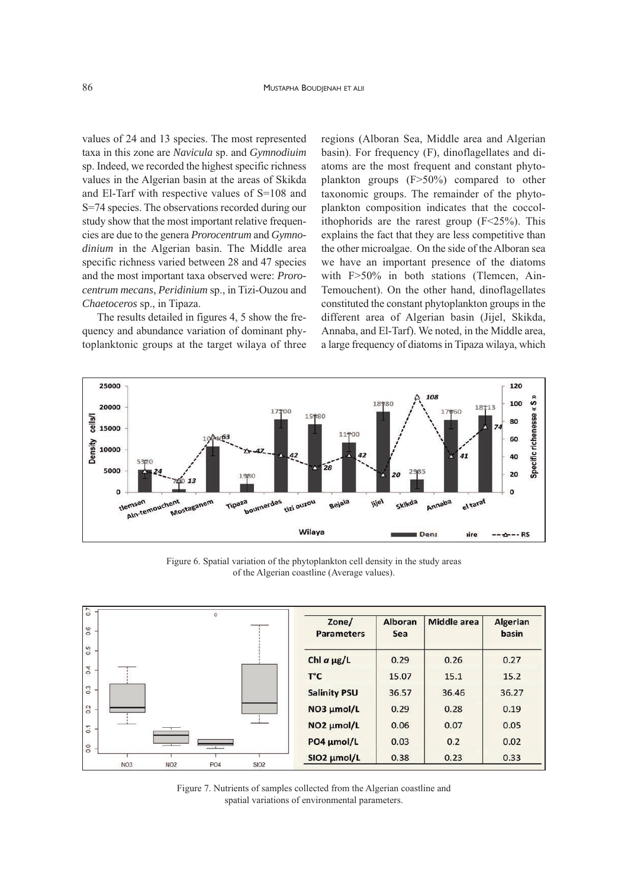values of 24 and 13 species. The most represented taxa in this zone are *Navicula* sp. and *Gymnodiuim* sp. Indeed, we recorded the highest specific richness values in the Algerian basin at the areas of Skikda and El-Tarf with respective values of S=108 and S=74 species. The observations recorded during our study show that the most important relative frequencies are due to the genera *Prorocentrum* and *Gymnodinium* in the Algerian basin. The Middle area specific richness varied between 28 and 47 species and the most important taxa observed were: *Prorocentrum mecans*, *Peridinium* sp., in Tizi-Ouzou and *Chaetoceros* sp., in Tipaza.

The results detailed in figures 4, 5 show the frequency and abundance variation of dominant phytoplanktonic groups at the target wilaya of three regions (Alboran Sea, Middle area and Algerian basin). For frequency (F), dinoflagellates and diatoms are the most frequent and constant phytoplankton groups (F>50%) compared to other taxonomic groups. The remainder of the phytoplankton composition indicates that the coccolithophorids are the rarest group (F<25%). This explains the fact that they are less competitive than the other microalgae. On the side of the Alboran sea we have an important presence of the diatoms with F>50% in both stations (Tlemcen, Ain-Temouchent). On the other hand, dinoflagellates constituted the constant phytoplankton groups in the different area of Algerian basin (Jijel, Skikda, Annaba, and El-Tarf). We noted, in the Middle area, a large frequency of diatoms in Tipaza wilaya, which

Figure 6. Spatial variation of the phytoplankton cell density in the study areas of the Algerian coastline (Average values).

| Zone/ Parameters | Alboran Sea | Middle area | Algerian basin |
|---|---|---|---|
| Chl *a* µg/L | 0.29 | 0.26 | 0.27 |
| T°C | 15.07 | 15.1 | 15.2 |
| Salinity PSU | 36.57 | 36.46 | 36.27 |
| NO3 µmol/L | 0.29 | 0.28 | 0.19 |
| NO2 µmol/L | 0.06 | 0.07 | 0.05 |
| PO4 µmol/L | 0.03 | 0.2 | 0.02 |
| SIO2 µmol/L | 0.38 | 0.23 | 0.33 |

Figure 7. Nutrients of samples collected from the Algerian coastline and spatial variations of environmental parameters.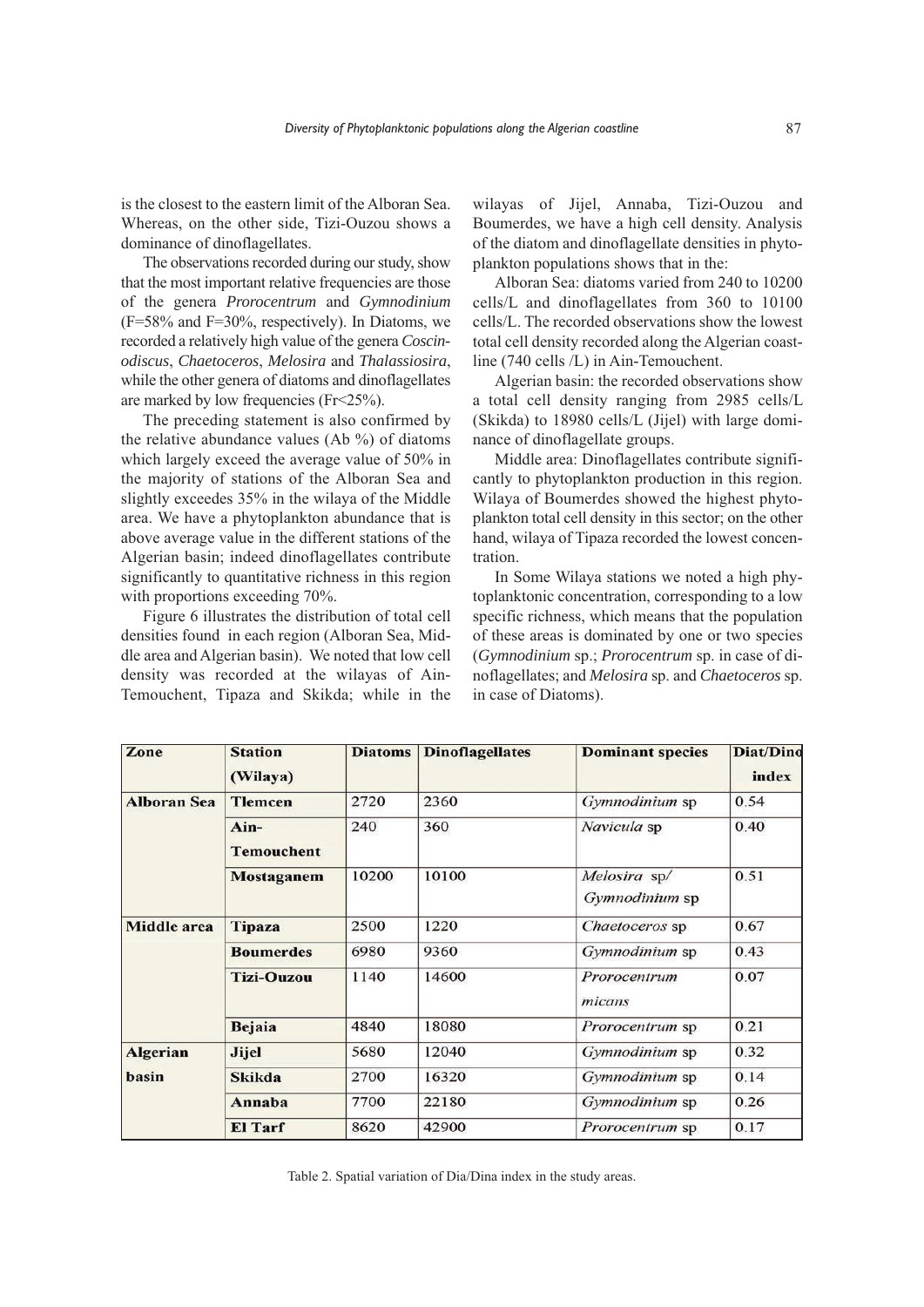is the closest to the eastern limit of the Alboran Sea. Whereas, on the other side, Tizi-Ouzou shows a dominance of dinoflagellates.

The observations recorded during our study, show that the most important relative frequencies are those of the genera *Prorocentrum* and *Gymnodinium* (F=58% and F=30%, respectively). In Diatoms, we recorded a relatively high value of the genera *Coscinodiscus*, *Chaetoceros*, *Melosira* and *Thalassiosira*, while the other genera of diatoms and dinoflagellates are marked by low frequencies (Fr<25%).

The preceding statement is also confirmed by the relative abundance values (Ab %) of diatoms which largely exceed the average value of 50% in the majority of stations of the Alboran Sea and slightly exceedes 35% in the wilaya of the Middle area. We have a phytoplankton abundance that is above average value in the different stations of the Algerian basin; indeed dinoflagellates contribute significantly to quantitative richness in this region with proportions exceeding 70%.

Figure 6 illustrates the distribution of total cell densities found in each region (Alboran Sea, Middle area and Algerian basin). We noted that low cell density was recorded at the wilayas of Ain-Temouchent, Tipaza and Skikda; while in the wilayas of Jijel, Annaba, Tizi-Ouzou and Boumerdes, we have a high cell density. Analysis of the diatom and dinoflagellate densities in phytoplankton populations shows that in the:

Alboran Sea: diatoms varied from 240 to 10200 cells/L and dinoflagellates from 360 to 10100 cells/L. The recorded observations show the lowest total cell density recorded along the Algerian coastline (740 cells /L) in Ain-Temouchent.

Algerian basin: the recorded observations show a total cell density ranging from 2985 cells/L (Skikda) to 18980 cells/L (Jijel) with large dominance of dinoflagellate groups.

Middle area: Dinoflagellates contribute significantly to phytoplankton production in this region. Wilaya of Boumerdes showed the highest phytoplankton total cell density in this sector; on the other hand, wilaya of Tipaza recorded the lowest concentration.

In Some Wilaya stations we noted a high phytoplanktonic concentration, corresponding to a low specific richness, which means that the population of these areas is dominated by one or two species (*Gymnodinium* sp.; *Prorocentrum* sp. in case of dinoflagellates; and *Melosira* sp. and *Chaetoceros* sp. in case of Diatoms).

| Zone | Station (Wilaya) | Diatoms | Dinoflagellates | Dominant species | Diat/Dino index |
|---|---|---|---|---|---|
| **Alboran Sea** | **Tlemcen** | 2720 | 2360 | *Gymnodinium* sp | 0.54 |
| | **Ain-Temouchent** | 240 | 360 | *Navicula* sp | 0.40 |
| | **Mostaganem** | 10200 | 10100 | *Melosira* sp/ *Gymnodinium* sp | 0.51 |
| **Middle area** | **Tipaza** | 2500 | 1220 | *Chaetoceros* sp | 0.67 |
| | **Boumerdes** | 6980 | 9360 | *Gymnodinium* sp | 0.43 |
| | **Tizi-Ouzou** | 1140 | 14600 | *Prorocentrum micans* | 0.07 |
| | **Bejaia** | 4840 | 18080 | *Prorocentrum* sp | 0.21 |
| **Algerian basin** | **Jijel** | 5680 | 12040 | *Gymnodinium* sp | 0.32 |
| | **Skikda** | 2700 | 16320 | *Gymnodinium* sp | 0.14 |
| | **Annaba** | 7700 | 22180 | *Gymnodinium* sp | 0.26 |
| | **El Tarf** | 8620 | 42900 | *Prorocentrum* sp | 0.17 |

Table 2. Spatial variation of Dia/Dina index in the study areas.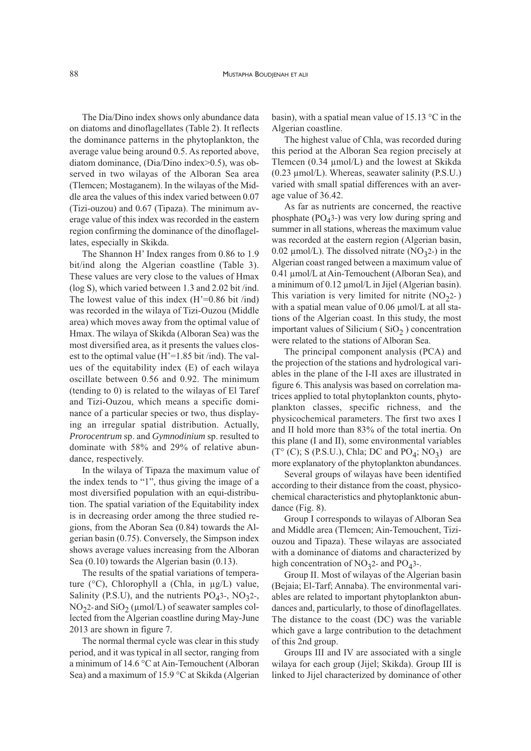The Dia/Dino index shows only abundance data on diatoms and dinoflagellates (Table 2). It reflects the dominance patterns in the phytoplankton, the average value being around 0.5. As reported above, diatom dominance, (Dia/Dino index>0.5), was observed in two wilayas of the Alboran Sea area (Tlemcen; Mostaganem). In the wilayas of the Middle area the values of this index varied between 0.07 (Tizi-ouzou) and 0.67 (Tipaza). The minimum average value of this index was recorded in the eastern region confirming the dominance of the dinoflagellates, especially in Skikda.

The Shannon H' Index ranges from 0.86 to 1.9 bit/ind along the Algerian coastline (Table 3). These values are very close to the values of Hmax (log S), which varied between 1.3 and 2.02 bit /ind. The lowest value of this index (H'=0.86 bit /ind) was recorded in the wilaya of Tizi-Ouzou (Middle area) which moves away from the optimal value of Hmax. The wilaya of Skikda (Alboran Sea) was the most diversified area, as it presents the values closest to the optimal value (H'=1.85 bit /ind). The values of the equitability index (E) of each wilaya oscillate between 0.56 and 0.92. The minimum (tending to 0) is related to the wilayas of El Taref and Tizi-Ouzou, which means a specific dominance of a particular species or two, thus displaying an irregular spatial distribution. Actually, *Prorocentrum* sp. and *Gymnodinium* sp. resulted to dominate with 58% and 29% of relative abundance, respectively.

In the wilaya of Tipaza the maximum value of the index tends to "1", thus giving the image of a most diversified population with an equi-distribution. The spatial variation of the Equitability index is in decreasing order among the three studied regions, from the Aboran Sea (0.84) towards the Algerian basin (0.75). Conversely, the Simpson index shows average values increasing from the Alboran Sea (0.10) towards the Algerian basin (0.13).

The results of the spatial variations of temperature (°C), Chlorophyll a (Chla, in µg/L) value, Salinity (P.S.U), and the nutrients $PO_4$3-, $NO_3$2-, $NO_2$2- and $SiO_2$ (µmol/L) of seawater samples collected from the Algerian coastline during May-June 2013 are shown in figure 7.

The normal thermal cycle was clear in this study period, and it was typical in all sector, ranging from a minimum of 14.6 °C at Ain-Temouchent (Alboran Sea) and a maximum of 15.9 °C at Skikda (Algerian basin), with a spatial mean value of 15.13 °C in the Algerian coastline.

The highest value of Chla, was recorded during this period at the Alboran Sea region precisely at Tlemcen (0.34 µmol/L) and the lowest at Skikda (0.23 µmol/L). Whereas, seawater salinity (P.S.U.) varied with small spatial differences with an average value of 36.42.

As far as nutrients are concerned, the reactive phosphate ($PO_4$3-) was very low during spring and summer in all stations, whereas the maximum value was recorded at the eastern region (Algerian basin, 0.02 µmol/L). The dissolved nitrate ($NO_3$2-) in the Algerian coast ranged between a maximum value of 0.41 µmol/L at Ain-Temouchent (Alboran Sea), and a minimum of 0.12 µmol/L in Jijel (Algerian basin). This variation is very limited for nitrite ($NO_2$2- ) with a spatial mean value of 0.06 µmol/L at all stations of the Algerian coast. In this study, the most important values of Silicium ( $SiO_2$ ) concentration were related to the stations of Alboran Sea.

The principal component analysis (PCA) and the projection of the stations and hydrological variables in the plane of the I-II axes are illustrated in figure 6. This analysis was based on correlation matrices applied to total phytoplankton counts, phytoplankton classes, specific richness, and the physicochemical parameters. The first two axes I and II hold more than 83% of the total inertia. On this plane (I and II), some environmental variables (T° (C); S (P.S.U.), Chla; DC and $PO_4$; $NO_3$) are more explanatory of the phytoplankton abundances.

Several groups of wilayas have been identified according to their distance from the coast, physicochemical characteristics and phytoplanktonic abundance (Fig. 8).

Group I corresponds to wilayas of Alboran Sea and Middle area (Tlemcen; Ain-Temouchent, Tizi-ouzou and Tipaza). These wilayas are associated with a dominance of diatoms and characterized by high concentration of $NO_3$2- and $PO_4$3-.

Group II. Most of wilayas of the Algerian basin (Bejaia; El-Tarf; Annaba). The environmental variables are related to important phytoplankton abundances and, particularly, to those of dinoflagellates. The distance to the coast (DC) was the variable which gave a large contribution to the detachment of this 2nd group.

Groups III and IV are associated with a single wilaya for each group (Jijel; Skikda). Group III is linked to Jijel characterized by dominance of other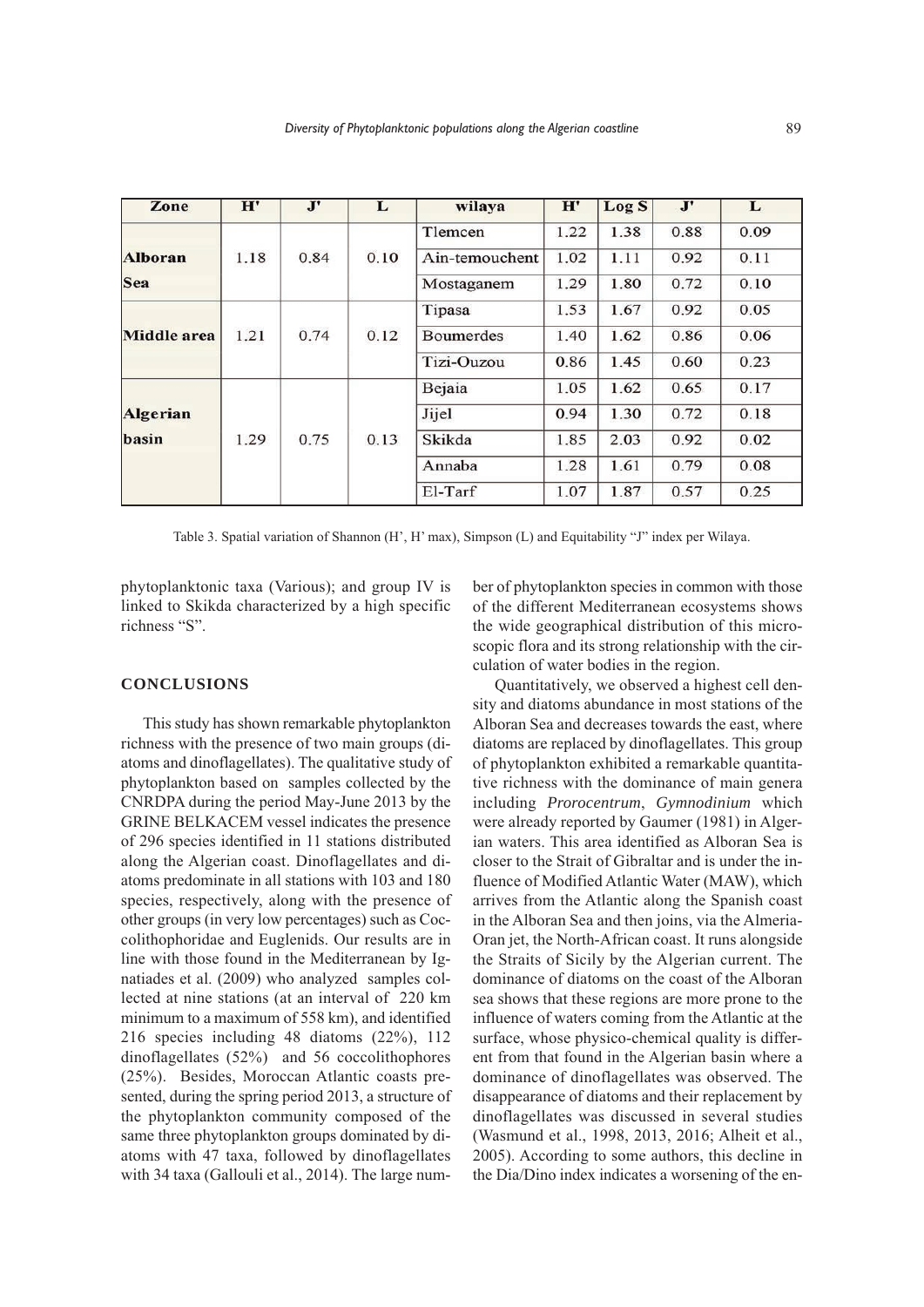| Zone | H' | J' | L | wilaya | H' | Log S | J' | L |
|---|---|---|---|---|---|---|---|---|
| Alboran Sea | 1.18 | 0.84 | 0.10 | Tlemcen | 1.22 | 1.38 | 0.88 | 0.09 |
| | | | | Ain-temouchent | 1.02 | 1.11 | 0.92 | 0.11 |
| | | | | Mostaganem | 1.29 | 1.80 | 0.72 | 0.10 |
| Middle area | 1.21 | 0.74 | 0.12 | Tipasa | 1.53 | 1.67 | 0.92 | 0.05 |
| | | | | Boumerdes | 1.40 | 1.62 | 0.86 | 0.06 |
| | | | | Tizi-Ouzou | 0.86 | 1.45 | 0.60 | 0.23 |
| Algerian basin | 1.29 | 0.75 | 0.13 | Bejaia | 1.05 | 1.62 | 0.65 | 0.17 |
| | | | | Jijel | 0.94 | 1.30 | 0.72 | 0.18 |
| | | | | Skikda | 1.85 | 2.03 | 0.92 | 0.02 |
| | | | | Annaba | 1.28 | 1.61 | 0.79 | 0.08 |
| | | | | El-Tarf | 1.07 | 1.87 | 0.57 | 0.25 |

Table 3. Spatial variation of Shannon (H', H' max), Simpson (L) and Equitability "J" index per Wilaya.

phytoplanktonic taxa (Various); and group IV is linked to Skikda characterized by a high specific richness "S".

## CONCLUSIONS

This study has shown remarkable phytoplankton richness with the presence of two main groups (diatoms and dinoflagellates). The qualitative study of phytoplankton based on samples collected by the CNRDPA during the period May-June 2013 by the GRINE BELKACEM vessel indicates the presence of 296 species identified in 11 stations distributed along the Algerian coast. Dinoflagellates and diatoms predominate in all stations with 103 and 180 species, respectively, along with the presence of other groups (in very low percentages) such as Coccolithophoridae and Euglenids. Our results are in line with those found in the Mediterranean by Ignatiades et al. (2009) who analyzed samples collected at nine stations (at an interval of 220 km minimum to a maximum of 558 km), and identified 216 species including 48 diatoms (22%), 112 dinoflagellates (52%) and 56 coccolithophores (25%). Besides, Moroccan Atlantic coasts presented, during the spring period 2013, a structure of the phytoplankton community composed of the same three phytoplankton groups dominated by diatoms with 47 taxa, followed by dinoflagellates with 34 taxa (Gallouli et al., 2014). The large number of phytoplankton species in common with those of the different Mediterranean ecosystems shows the wide geographical distribution of this microscopic flora and its strong relationship with the circulation of water bodies in the region.

Quantitatively, we observed a highest cell density and diatoms abundance in most stations of the Alboran Sea and decreases towards the east, where diatoms are replaced by dinoflagellates. This group of phytoplankton exhibited a remarkable quantitative richness with the dominance of main genera including *Prorocentrum*, *Gymnodinium* which were already reported by Gaumer (1981) in Algerian waters. This area identified as Alboran Sea is closer to the Strait of Gibraltar and is under the influence of Modified Atlantic Water (MAW), which arrives from the Atlantic along the Spanish coast in the Alboran Sea and then joins, via the Almeria-Oran jet, the North-African coast. It runs alongside the Straits of Sicily by the Algerian current. The dominance of diatoms on the coast of the Alboran sea shows that these regions are more prone to the influence of waters coming from the Atlantic at the surface, whose physico-chemical quality is different from that found in the Algerian basin where a dominance of dinoflagellates was observed. The disappearance of diatoms and their replacement by dinoflagellates was discussed in several studies (Wasmund et al., 1998, 2013, 2016; Alheit et al., 2005). According to some authors, this decline in the Dia/Dino index indicates a worsening of the en-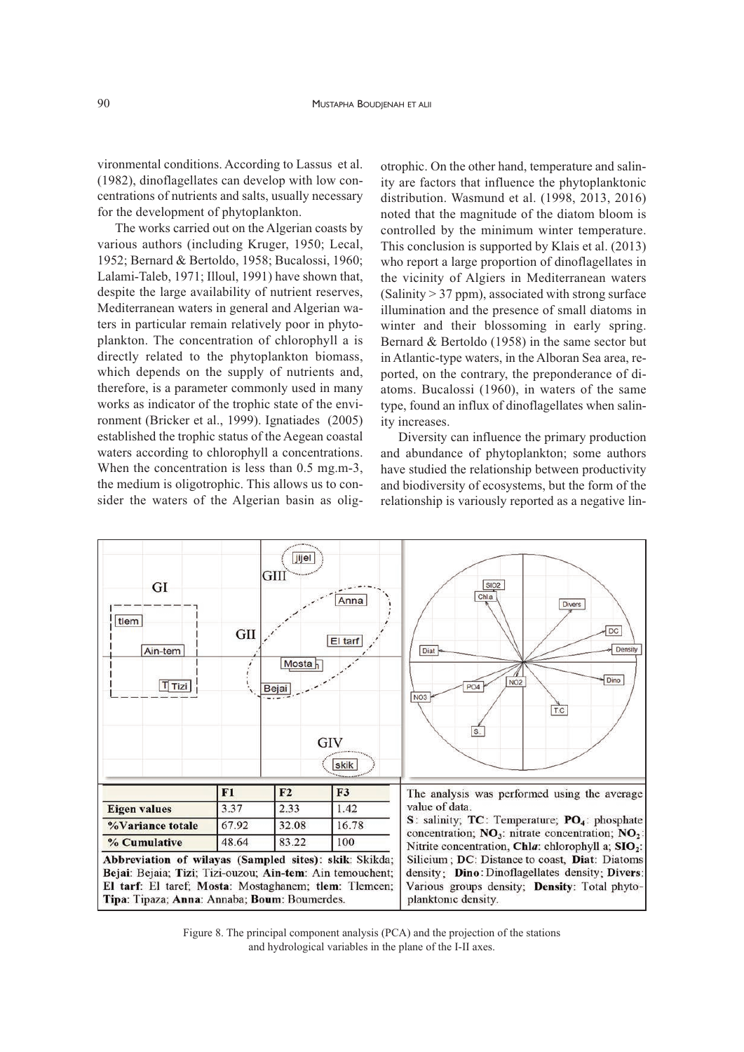vironmental conditions. According to Lassus et al. (1982), dinoflagellates can develop with low concentrations of nutrients and salts, usually necessary for the development of phytoplankton.

The works carried out on the Algerian coasts by various authors (including Kruger, 1950; Lecal, 1952; Bernard & Bertoldo, 1958; Bucalossi, 1960; Lalami-Taleb, 1971; Illoul, 1991) have shown that, despite the large availability of nutrient reserves, Mediterranean waters in general and Algerian waters in particular remain relatively poor in phytoplankton. The concentration of chlorophyll a is directly related to the phytoplankton biomass, which depends on the supply of nutrients and, therefore, is a parameter commonly used in many works as indicator of the trophic state of the environment (Bricker et al., 1999). Ignatiades (2005) established the trophic status of the Aegean coastal waters according to chlorophyll a concentrations. When the concentration is less than 0.5 mg.m-3, the medium is oligotrophic. This allows us to consider the waters of the Algerian basin as oligotrophic. On the other hand, temperature and salinity are factors that influence the phytoplanktonic distribution. Wasmund et al. (1998, 2013, 2016) noted that the magnitude of the diatom bloom is controlled by the minimum winter temperature. This conclusion is supported by Klais et al. (2013) who report a large proportion of dinoflagellates in the vicinity of Algiers in Mediterranean waters (Salinity > 37 ppm), associated with strong surface illumination and the presence of small diatoms in winter and their blossoming in early spring. Bernard & Bertoldo (1958) in the same sector but in Atlantic-type waters, in the Alboran Sea area, reported, on the contrary, the preponderance of diatoms. Bucalossi (1960), in waters of the same type, found an influx of dinoflagellates when salinity increases.

Diversity can influence the primary production and abundance of phytoplankton; some authors have studied the relationship between productivity and biodiversity of ecosystems, but the form of the relationship is variously reported as a negative lin-

| | F1 | F2 | F3 |
|---|---|---|---|
| **Eigen values** | 3.37 | 2.33 | 1.42 |
| **%Variance totale** | 67.92 | 32.08 | 16.78 |
| **% Cumulative** | 48.64 | 83.22 | 100 |

**Abbreviation of wilayas (Sampled sites): skik**: Skikda; **Bejai**: Bejaia; **Tizi**: Tizi-ouzou; **Ain-tem**: Ain temouchent; **El tarf**: El taref; **Mosta**: Mostaghanem; **tlem**: Tlemcen; **Tipa**: Tipaza; **Anna**: Annaba; **Boum**: Boumerdes.

The analysis was performed using the average value of data.
**S**: salinity; **TC**: Temperature; **$PO_4$**: phosphate concentration; **$NO_3$**: nitrate concentration; **$NO_2$**: Nitrite concentration, **Chl*a***: chlorophyll a; **$SIO_2$**: Silicium ; **DC**: Distance to coast, **Diat**: Diatoms density; **Dino**: Dinoflagellates density; **Divers**: Various groups density; **Density**: Total phytoplanktonic density.

Figure 8. The principal component analysis (PCA) and the projection of the stations and hydrological variables in the plane of the I-II axes.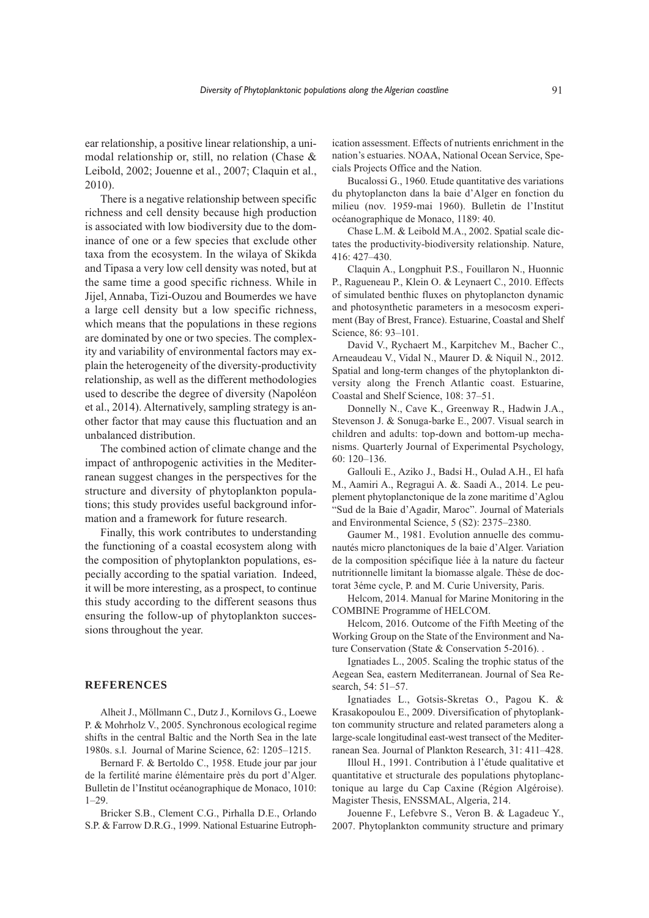ear relationship, a positive linear relationship, a unimodal relationship or, still, no relation (Chase & Leibold, 2002; Jouenne et al., 2007; Claquin et al., 2010).

There is a negative relationship between specific richness and cell density because high production is associated with low biodiversity due to the dominance of one or a few species that exclude other taxa from the ecosystem. In the wilaya of Skikda and Tipasa a very low cell density was noted, but at the same time a good specific richness. While in Jijel, Annaba, Tizi-Ouzou and Boumerdes we have a large cell density but a low specific richness, which means that the populations in these regions are dominated by one or two species. The complexity and variability of environmental factors may explain the heterogeneity of the diversity-productivity relationship, as well as the different methodologies used to describe the degree of diversity (Napoléon et al., 2014). Alternatively, sampling strategy is another factor that may cause this fluctuation and an unbalanced distribution.

The combined action of climate change and the impact of anthropogenic activities in the Mediterranean suggest changes in the perspectives for the structure and diversity of phytoplankton populations; this study provides useful background information and a framework for future research.

Finally, this work contributes to understanding the functioning of a coastal ecosystem along with the composition of phytoplankton populations, especially according to the spatial variation. Indeed, it will be more interesting, as a prospect, to continue this study according to the different seasons thus ensuring the follow-up of phytoplankton successions throughout the year.

## REFERENCES

Alheit J., Möllmann C., Dutz J., Kornilovs G., Loewe P. & Mohrholz V., 2005. Synchronous ecological regime shifts in the central Baltic and the North Sea in the late 1980s. s.l. Journal of Marine Science, 62: 1205–1215.

Bernard F. & Bertoldo C., 1958. Etude jour par jour de la fertilité marine élémentaire près du port d'Alger. Bulletin de l'Institut océanographique de Monaco, 1010: 1–29.

Bricker S.B., Clement C.G., Pirhalla D.E., Orlando S.P. & Farrow D.R.G., 1999. National Estuarine Eutrophication assessment. Effects of nutrients enrichment in the nation's estuaries. NOAA, National Ocean Service, Specials Projects Office and the Nation.

Bucalossi G., 1960. Etude quantitative des variations du phytoplancton dans la baie d'Alger en fonction du milieu (nov. 1959-mai 1960). Bulletin de l'Institut océanographique de Monaco, 1189: 40.

Chase L.M. & Leibold M.A., 2002. Spatial scale dictates the productivity-biodiversity relationship. Nature, 416: 427–430.

Claquin A., Longphuit P.S., Fouillaron N., Huonnic P., Ragueneau P., Klein O. & Leynaert C., 2010. Effects of simulated benthic fluxes on phytoplancton dynamic and photosynthetic parameters in a mesocosm experiment (Bay of Brest, France). Estuarine, Coastal and Shelf Science, 86: 93–101.

David V., Rychaert M., Karpitchev M., Bacher C., Arneaudeau V., Vidal N., Maurer D. & Niquil N., 2012. Spatial and long-term changes of the phytoplankton diversity along the French Atlantic coast. Estuarine, Coastal and Shelf Science, 108: 37–51.

Donnelly N., Cave K., Greenway R., Hadwin J.A., Stevenson J. & Sonuga-barke E., 2007. Visual search in children and adults: top-down and bottom-up mechanisms. Quarterly Journal of Experimental Psychology, 60: 120–136.

Gallouli E., Aziko J., Badsi H., Oulad A.H., El hafa M., Aamiri A., Regragui A. &. Saadi A., 2014. Le peuplement phytoplanctonique de la zone maritime d'Aglou "Sud de la Baie d'Agadir, Maroc". Journal of Materials and Environmental Science, 5 (S2): 2375–2380.

Gaumer M., 1981. Evolution annuelle des communautés micro planctoniques de la baie d'Alger. Variation de la composition spécifique liée à la nature du facteur nutritionnelle limitant la biomasse algale. Thèse de doctorat 3éme cycle, P. and M. Curie University, Paris.

Helcom, 2014. Manual for Marine Monitoring in the COMBINE Programme of HELCOM.

Helcom, 2016. Outcome of the Fifth Meeting of the Working Group on the State of the Environment and Nature Conservation (State & Conservation 5-2016). .

Ignatiades L., 2005. Scaling the trophic status of the Aegean Sea, eastern Mediterranean. Journal of Sea Research, 54: 51–57.

Ignatiades L., Gotsis-Skretas O., Pagou K. & Krasakopoulou E., 2009. Diversification of phytoplankton community structure and related parameters along a large-scale longitudinal east-west transect of the Mediterranean Sea. Journal of Plankton Research, 31: 411–428.

Illoul H., 1991. Contribution à l'étude qualitative et quantitative et structurale des populations phytoplanctonique au large du Cap Caxine (Région Algéroise). Magister Thesis, ENSSMAL, Algeria, 214.

Jouenne F., Lefebvre S., Veron B. & Lagadeuc Y., 2007. Phytoplankton community structure and primary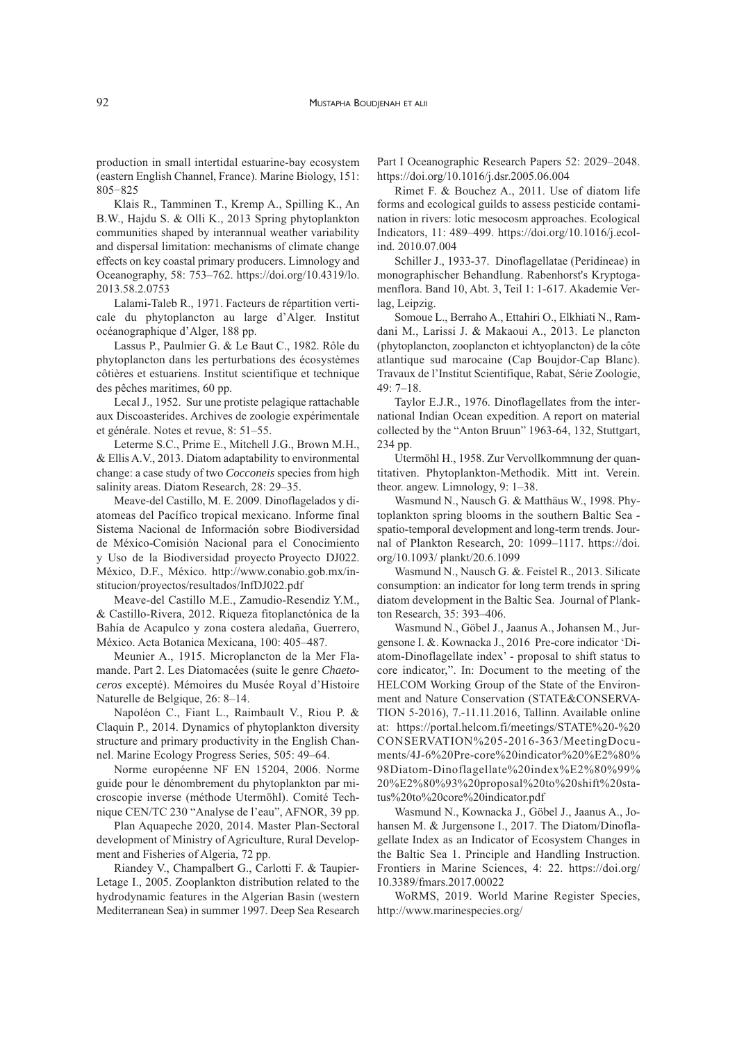production in small intertidal estuarine-bay ecosystem (eastern English Channel, France). Marine Biology, 151: 805−825

Klais R., Tamminen T., Kremp A., Spilling K., An B.W., Hajdu S. & Olli K., 2013 Spring phytoplankton communities shaped by interannual weather variability and dispersal limitation: mechanisms of climate change effects on key coastal primary producers. Limnology and Oceanography, 58: 753–762. https://doi.org/10.4319/lo.2013.58.2.0753

Lalami-Taleb R., 1971. Facteurs de répartition verticale du phytoplancton au large d'Alger. Institut océanographique d'Alger, 188 pp.

Lassus P., Paulmier G. & Le Baut C., 1982. Rôle du phytoplancton dans les perturbations des écosystèmes côtières et estuariens. Institut scientifique et technique des pêches maritimes, 60 pp.

Lecal J., 1952. Sur une protiste pelagique rattachable aux Discoasterides. Archives de zoologie expérimentale et générale. Notes et revue, 8: 51–55.

Leterme S.C., Prime E., Mitchell J.G., Brown M.H., & Ellis A.V., 2013. Diatom adaptability to environmental change: a case study of two *Cocconeis* species from high salinity areas. Diatom Research, 28: 29–35.

Meave-del Castillo, M. E. 2009. Dinoflagelados y diatomeas del Pacífico tropical mexicano. Informe final Sistema Nacional de Información sobre Biodiversidad de México-Comisión Nacional para el Conocimiento y Uso de la Biodiversidad proyecto Proyecto DJ022. México, D.F., México. http://www.conabio.gob.mx/institucion/proyectos/resultados/InfDJ022.pdf

Meave-del Castillo M.E., Zamudio-Resendiz Y.M., & Castillo-Rivera, 2012. Riqueza fitoplanctónica de la Bahía de Acapulco y zona costera aledaña, Guerrero, México. Acta Botanica Mexicana, 100: 405–487.

Meunier A., 1915. Microplancton de la Mer Flamande. Part 2. Les Diatomacées (suite le genre *Chaetoceros* excepté). Mémoires du Musée Royal d'Histoire Naturelle de Belgique, 26: 8–14.

Napoléon C., Fiant L., Raimbault V., Riou P. & Claquin P., 2014. Dynamics of phytoplankton diversity structure and primary productivity in the English Channel. Marine Ecology Progress Series, 505: 49–64.

Norme européenne NF EN 15204, 2006. Norme guide pour le dénombrement du phytoplankton par microscopie inverse (méthode Utermöhl). Comité Technique CEN/TC 230 "Analyse de l'eau", AFNOR, 39 pp.

Plan Aquapeche 2020, 2014. Master Plan-Sectoral development of Ministry of Agriculture, Rural Development and Fisheries of Algeria, 72 pp.

Riandey V., Champalbert G., Carlotti F. & Taupier-Letage I., 2005. Zooplankton distribution related to the hydrodynamic features in the Algerian Basin (western Mediterranean Sea) in summer 1997. Deep Sea Research Part I Oceanographic Research Papers 52: 2029–2048. https://doi.org/10.1016/j.dsr.2005.06.004

Rimet F. & Bouchez A., 2011. Use of diatom life forms and ecological guilds to assess pesticide contamination in rivers: lotic mesocosm approaches. Ecological Indicators, 11: 489–499. https://doi.org/10.1016/j.ecolind. 2010.07.004

Schiller J., 1933-37. Dinoflagellatae (Peridineae) in monographischer Behandlung. Rabenhorst's Kryptogamenflora. Band 10, Abt. 3, Teil 1: 1-617. Akademie Verlag, Leipzig.

Somoue L., Berraho A., Ettahiri O., Elkhiati N., Ramdani M., Larissi J. & Makaoui A., 2013. Le plancton (phytoplancton, zooplancton et ichtyoplancton) de la côte atlantique sud marocaine (Cap Boujdor-Cap Blanc). Travaux de l'Institut Scientifique, Rabat, Série Zoologie, 49: 7–18.

Taylor E.J.R., 1976. Dinoflagellates from the international Indian Ocean expedition. A report on material collected by the "Anton Bruun" 1963-64, 132, Stuttgart, 234 pp.

Utermöhl H., 1958. Zur Vervollkommnung der quantitativen. Phytoplankton-Methodik. Mitt int. Verein. theor. angew. Limnology, 9: 1–38.

Wasmund N., Nausch G. & Matthäus W., 1998. Phytoplankton spring blooms in the southern Baltic Sea - spatio-temporal development and long-term trends. Journal of Plankton Research, 20: 1099–1117. https://doi.org/10.1093/ plankt/20.6.1099

Wasmund N., Nausch G. &. Feistel R., 2013. Silicate consumption: an indicator for long term trends in spring diatom development in the Baltic Sea. Journal of Plankton Research, 35: 393–406.

Wasmund N., Göbel J., Jaanus A., Johansen M., Jurgensone I. &. Kownacka J., 2016 Pre-core indicator 'Diatom-Dinoflagellate index' - proposal to shift status to core indicator,". In: Document to the meeting of the HELCOM Working Group of the State of the Environment and Nature Conservation (STATE&CONSERVATION 5-2016), 7.-11.11.2016, Tallinn. Available online at: https://portal.helcom.fi/meetings/STATE%20-%20CONSERVATION%205-2016-363/MeetingDocuments/4J-6%20Pre-core%20indicator%20%E2%80%98Diatom-Dinoflagellate%20index%E2%80%99%20%E2%80%93%20proposal%20to%20shift%20status%20to%20core%20indicator.pdf

Wasmund N., Kownacka J., Göbel J., Jaanus A., Johansen M. & Jurgensone I., 2017. The Diatom/Dinoflagellate Index as an Indicator of Ecosystem Changes in the Baltic Sea 1. Principle and Handling Instruction. Frontiers in Marine Sciences, 4: 22. https://doi.org/10.3389/fmars.2017.00022

WoRMS, 2019. World Marine Register Species, http://www.marinespecies.org/